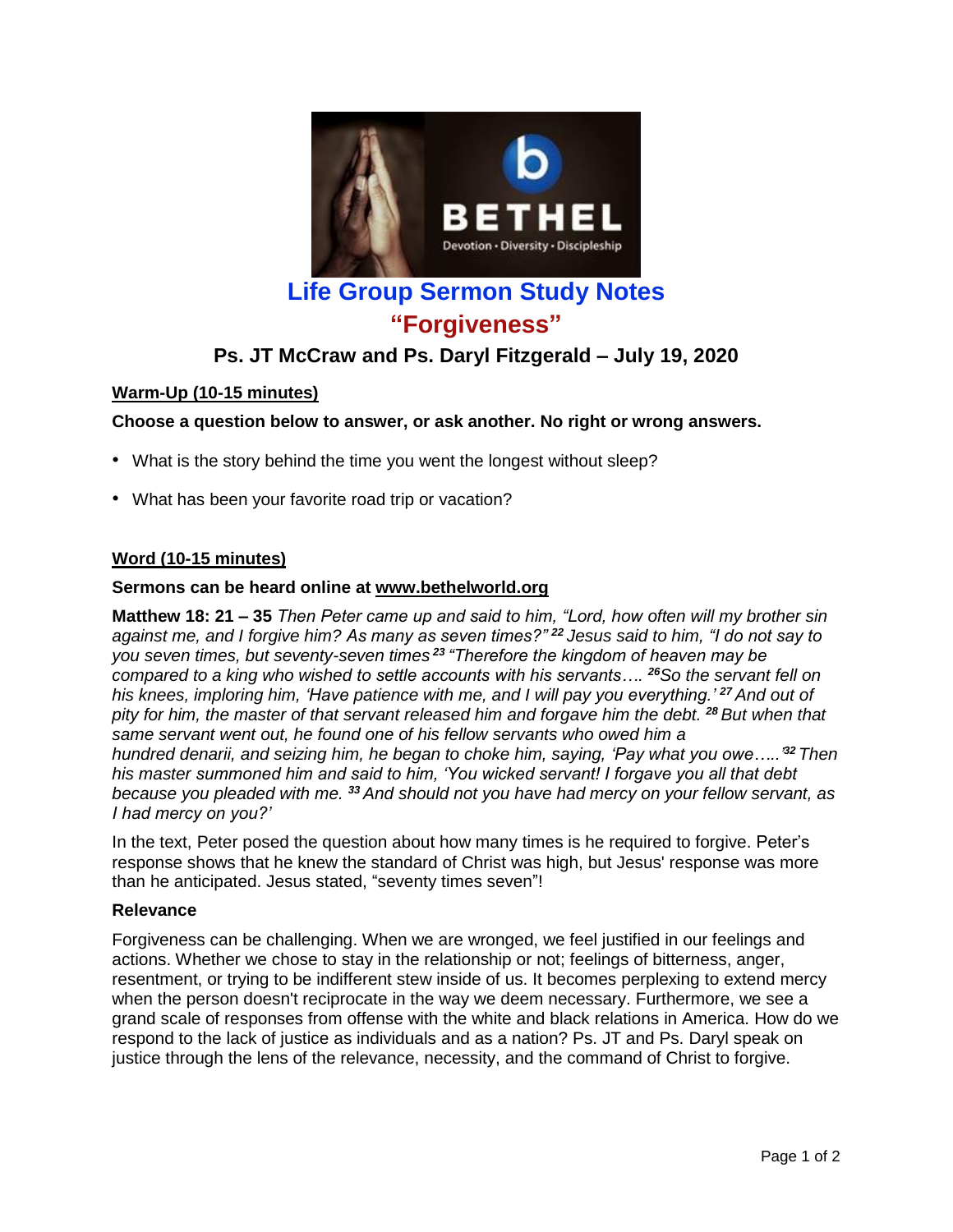# Life Group Sermon Study Notes

## "Forgiveness"

### Ps. JT McCraw and Ps. Daryl Fitzgerald – July 19, 2020

**Warm-Up (10-15 minutes)**

**Choose a question below to answer, or ask another. No right or wrong answers.**

- What is the story behind the time you went the longest without sleep?
- What has been your favorite road trip or vacation?

**Word (10-15 minutes)**

**Sermons can be heard online at www.bethelworld.org**

**Matthew 18: 21 – 35** *Then Peter came up and said to him, "Lord, how often will my brother sin against me, and I forgive him? As many as seven times?"* [22] *Jesus said to him, "I do not say to you seven times, but seventy-seven times* [23] *"Therefore the kingdom of heaven may be compared to a king who wished to settle accounts with his servants….* [26] *So the servant fell on his knees, imploring him, 'Have patience with me, and I will pay you everything.'* [27] *And out of pity for him, the master of that servant released him and forgave him the debt.* [28] *But when that same servant went out, he found one of his fellow servants who owed him a hundred denarii, and seizing him, he began to choke him, saying, 'Pay what you owe…..'* [32] *Then his master summoned him and said to him, 'You wicked servant! I forgave you all that debt because you pleaded with me.* [33] *And should not you have had mercy on your fellow servant, as I had mercy on you?'*

In the text, Peter posed the question about how many times is he required to forgive. Peter's response shows that he knew the standard of Christ was high, but Jesus' response was more than he anticipated. Jesus stated, "seventy times seven"!

**Relevance**

Forgiveness can be challenging. When we are wronged, we feel justified in our feelings and actions. Whether we chose to stay in the relationship or not; feelings of bitterness, anger, resentment, or trying to be indifferent stew inside of us. It becomes perplexing to extend mercy when the person doesn't reciprocate in the way we deem necessary. Furthermore, we see a grand scale of responses from offense with the white and black relations in America. How do we respond to the lack of justice as individuals and as a nation? Ps. JT and Ps. Daryl speak on justice through the lens of the relevance, necessity, and the command of Christ to forgive.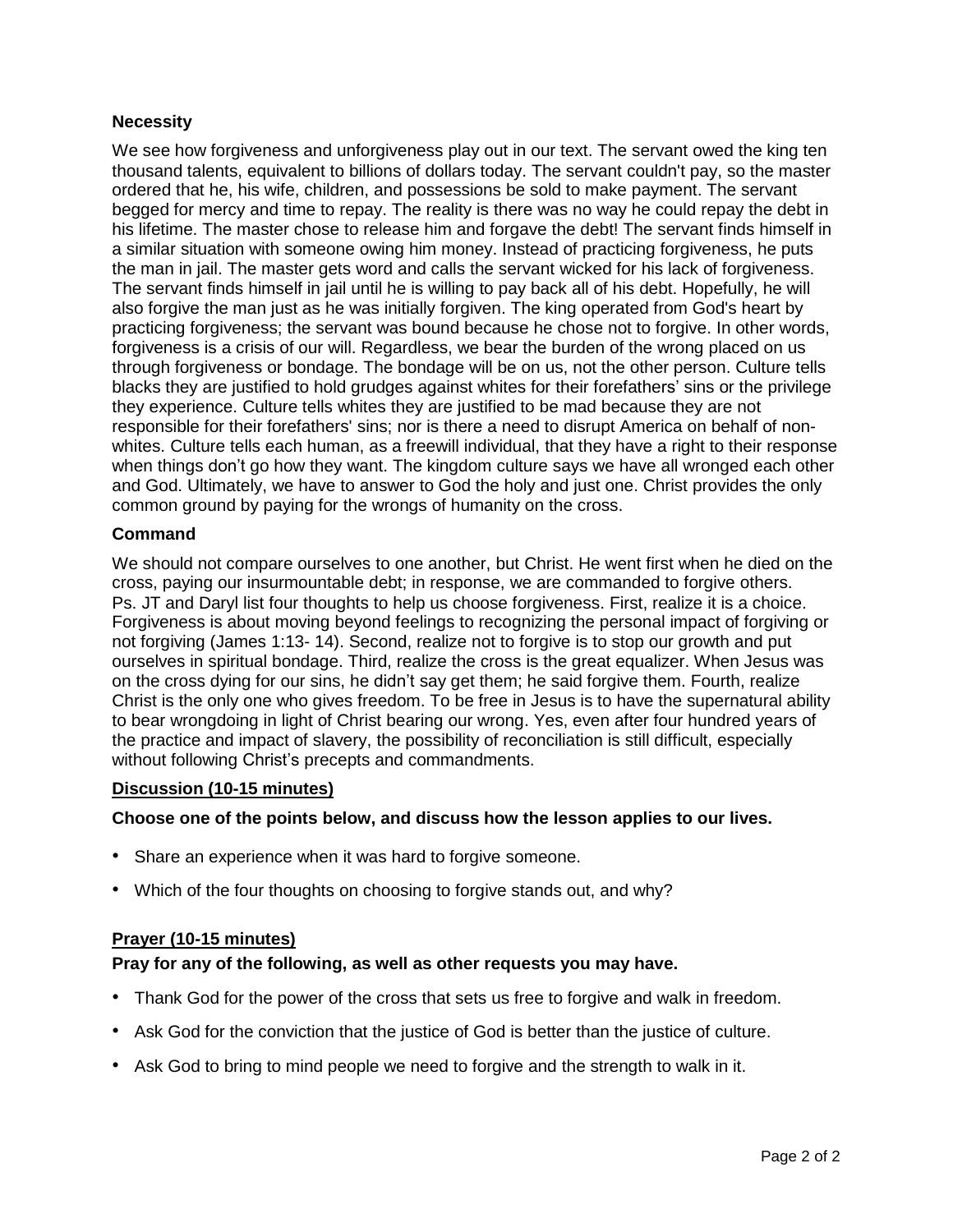**Necessity**

We see how forgiveness and unforgiveness play out in our text. The servant owed the king ten thousand talents, equivalent to billions of dollars today. The servant couldn't pay, so the master ordered that he, his wife, children, and possessions be sold to make payment. The servant begged for mercy and time to repay. The reality is there was no way he could repay the debt in his lifetime. The master chose to release him and forgave the debt! The servant finds himself in a similar situation with someone owing him money. Instead of practicing forgiveness, he puts the man in jail. The master gets word and calls the servant wicked for his lack of forgiveness. The servant finds himself in jail until he is willing to pay back all of his debt. Hopefully, he will also forgive the man just as he was initially forgiven. The king operated from God's heart by practicing forgiveness; the servant was bound because he chose not to forgive. In other words, forgiveness is a crisis of our will. Regardless, we bear the burden of the wrong placed on us through forgiveness or bondage. The bondage will be on us, not the other person. Culture tells blacks they are justified to hold grudges against whites for their forefathers' sins or the privilege they experience. Culture tells whites they are justified to be mad because they are not responsible for their forefathers' sins; nor is there a need to disrupt America on behalf of non-whites. Culture tells each human, as a freewill individual, that they have a right to their response when things don't go how they want. The kingdom culture says we have all wronged each other and God. Ultimately, we have to answer to God the holy and just one. Christ provides the only common ground by paying for the wrongs of humanity on the cross.

**Command**

We should not compare ourselves to one another, but Christ. He went first when he died on the cross, paying our insurmountable debt; in response, we are commanded to forgive others. Ps. JT and Daryl list four thoughts to help us choose forgiveness. First, realize it is a choice. Forgiveness is about moving beyond feelings to recognizing the personal impact of forgiving or not forgiving (James 1:13- 14). Second, realize not to forgive is to stop our growth and put ourselves in spiritual bondage. Third, realize the cross is the great equalizer. When Jesus was on the cross dying for our sins, he didn't say get them; he said forgive them. Fourth, realize Christ is the only one who gives freedom. To be free in Jesus is to have the supernatural ability to bear wrongdoing in light of Christ bearing our wrong. Yes, even after four hundred years of the practice and impact of slavery, the possibility of reconciliation is still difficult, especially without following Christ's precepts and commandments.

**Discussion (10-15 minutes)**

**Choose one of the points below, and discuss how the lesson applies to our lives.**

- Share an experience when it was hard to forgive someone.
- Which of the four thoughts on choosing to forgive stands out, and why?

**Prayer (10-15 minutes)**

**Pray for any of the following, as well as other requests you may have.**

- Thank God for the power of the cross that sets us free to forgive and walk in freedom.
- Ask God for the conviction that the justice of God is better than the justice of culture.
- Ask God to bring to mind people we need to forgive and the strength to walk in it.